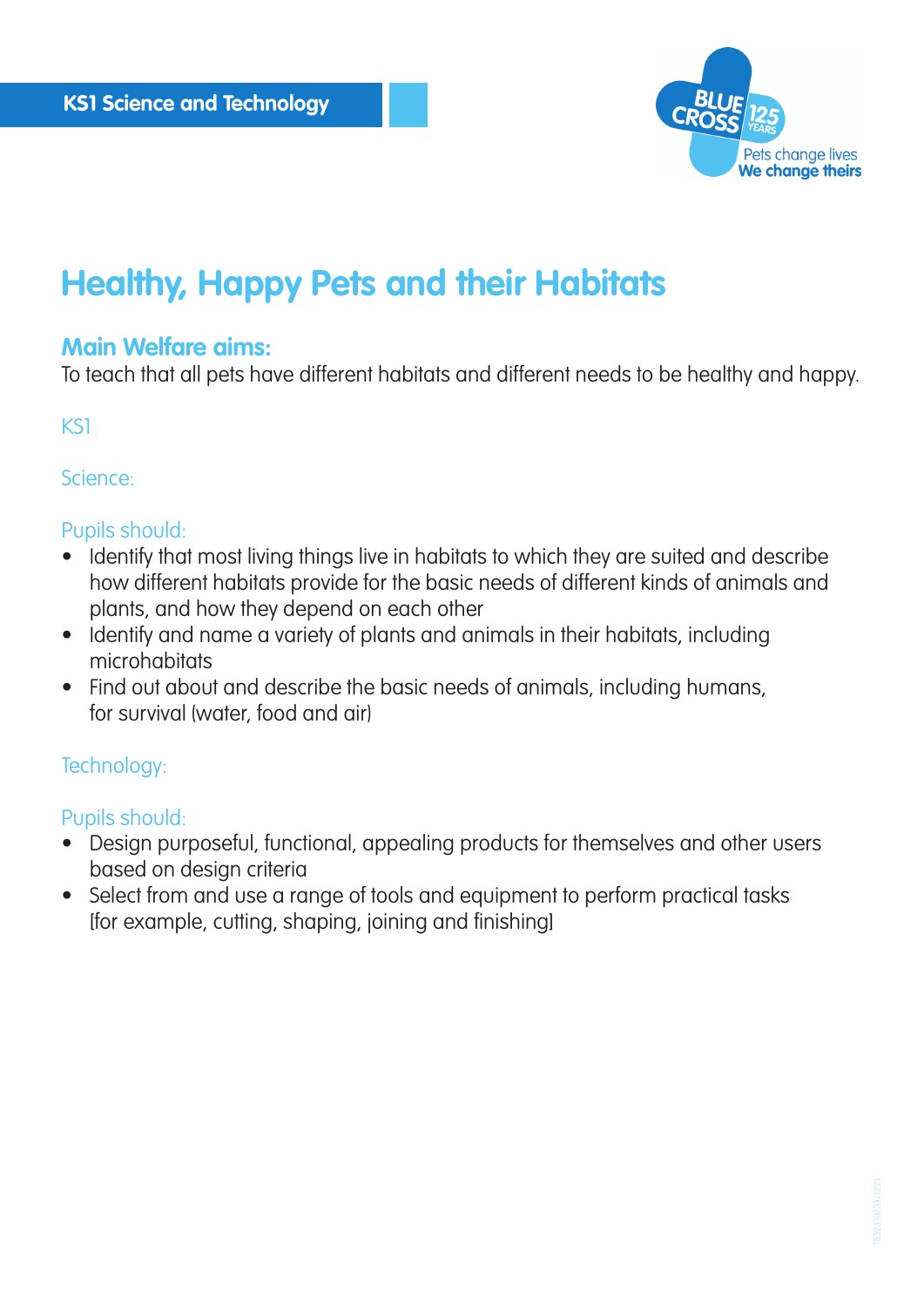KS1 Science and Technology

# Healthy, Happy Pets and their Habitats

## Main Welfare aims:

To teach that all pets have different habitats and different needs to be healthy and happy.

KS1

Science:

Pupils should:

- Identify that most living things live in habitats to which they are suited and describe how different habitats provide for the basic needs of different kinds of animals and plants, and how they depend on each other
- Identify and name a variety of plants and animals in their habitats, including microhabitats
- Find out about and describe the basic needs of animals, including humans, for survival (water, food and air)

Technology:

Pupils should:

- Design purposeful, functional, appealing products for themselves and other users based on design criteria
- Select from and use a range of tools and equipment to perform practical tasks [for example, cutting, shaping, joining and finishing]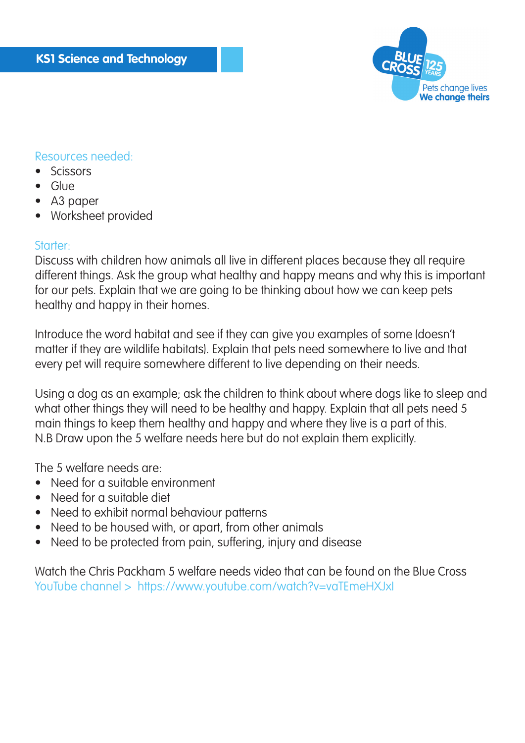## KS1 Science and Technology

### Resources needed:

- Scissors
- Glue
- A3 paper
- Worksheet provided

### Starter:

Discuss with children how animals all live in different places because they all require different things. Ask the group what healthy and happy means and why this is important for our pets. Explain that we are going to be thinking about how we can keep pets healthy and happy in their homes.

Introduce the word habitat and see if they can give you examples of some (doesn't matter if they are wildlife habitats). Explain that pets need somewhere to live and that every pet will require somewhere different to live depending on their needs.

Using a dog as an example; ask the children to think about where dogs like to sleep and what other things they will need to be healthy and happy. Explain that all pets need 5 main things to keep them healthy and happy and where they live is a part of this.
N.B Draw upon the 5 welfare needs here but do not explain them explicitly.

The 5 welfare needs are:

- Need for a suitable environment
- Need for a suitable diet
- Need to exhibit normal behaviour patterns
- Need to be housed with, or apart, from other animals
- Need to be protected from pain, suffering, injury and disease

Watch the Chris Packham 5 welfare needs video that can be found on the Blue Cross YouTube channel > https://www.youtube.com/watch?v=vaTEmeHXJxI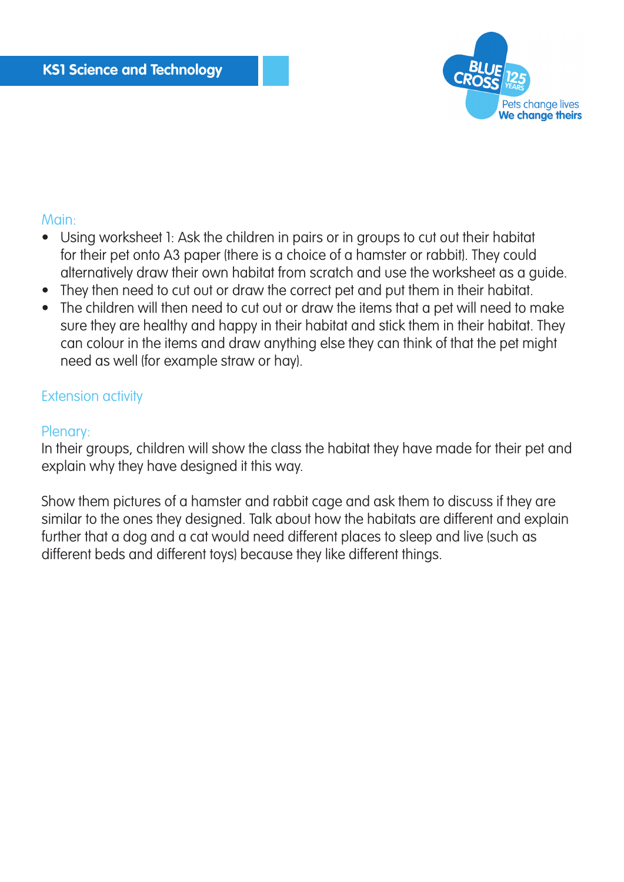## Main:

- Using worksheet 1: Ask the children in pairs or in groups to cut out their habitat for their pet onto A3 paper (there is a choice of a hamster or rabbit). They could alternatively draw their own habitat from scratch and use the worksheet as a guide.
- They then need to cut out or draw the correct pet and put them in their habitat.
- The children will then need to cut out or draw the items that a pet will need to make sure they are healthy and happy in their habitat and stick them in their habitat. They can colour in the items and draw anything else they can think of that the pet might need as well (for example straw or hay).

## Extension activity

## Plenary:

In their groups, children will show the class the habitat they have made for their pet and explain why they have designed it this way.

Show them pictures of a hamster and rabbit cage and ask them to discuss if they are similar to the ones they designed. Talk about how the habitats are different and explain further that a dog and a cat would need different places to sleep and live (such as different beds and different toys) because they like different things.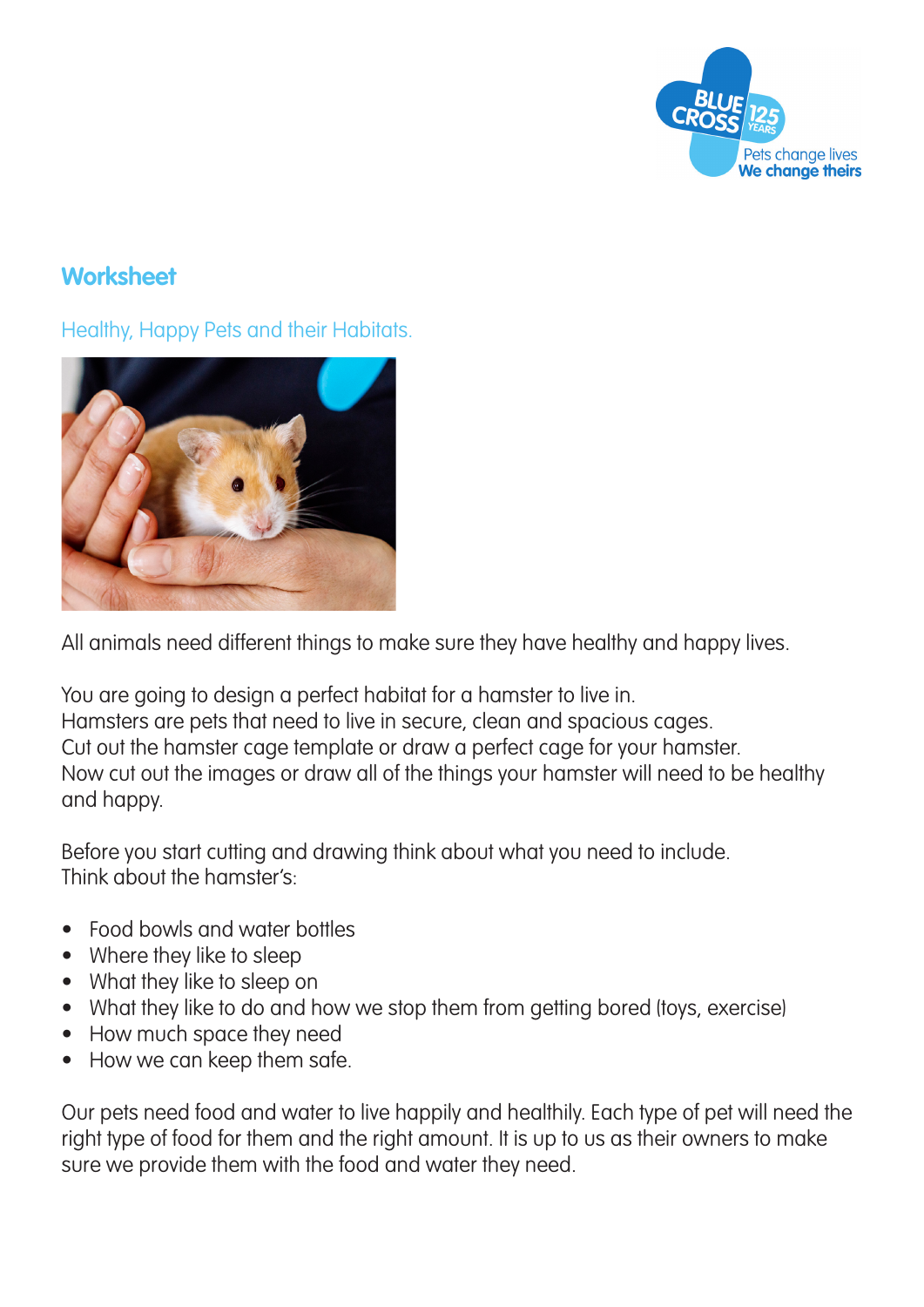## Worksheet

Healthy, Happy Pets and their Habitats.

All animals need different things to make sure they have healthy and happy lives.

You are going to design a perfect habitat for a hamster to live in.
Hamsters are pets that need to live in secure, clean and spacious cages.
Cut out the hamster cage template or draw a perfect cage for your hamster.
Now cut out the images or draw all of the things your hamster will need to be healthy and happy.

Before you start cutting and drawing think about what you need to include.
Think about the hamster's:

- Food bowls and water bottles
- Where they like to sleep
- What they like to sleep on
- What they like to do and how we stop them from getting bored (toys, exercise)
- How much space they need
- How we can keep them safe.

Our pets need food and water to live happily and healthily. Each type of pet will need the right type of food for them and the right amount. It is up to us as their owners to make sure we provide them with the food and water they need.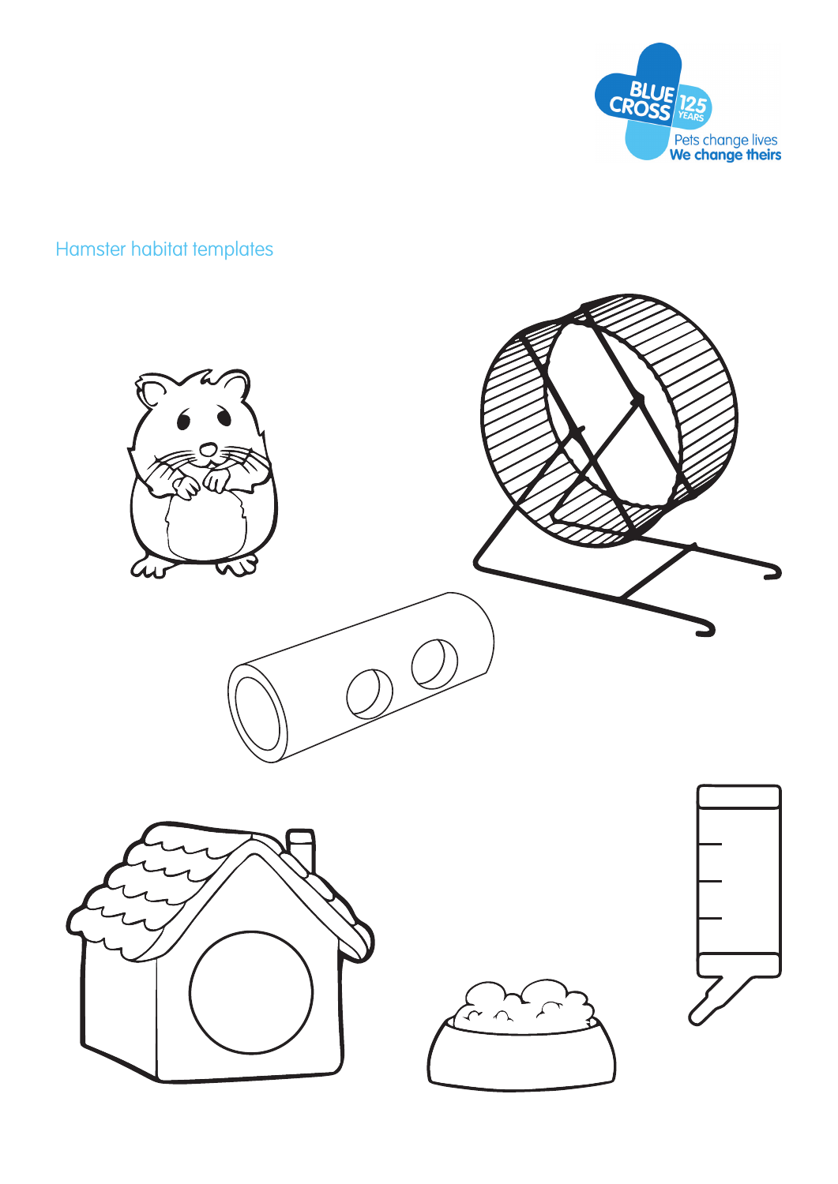Hamster habitat templates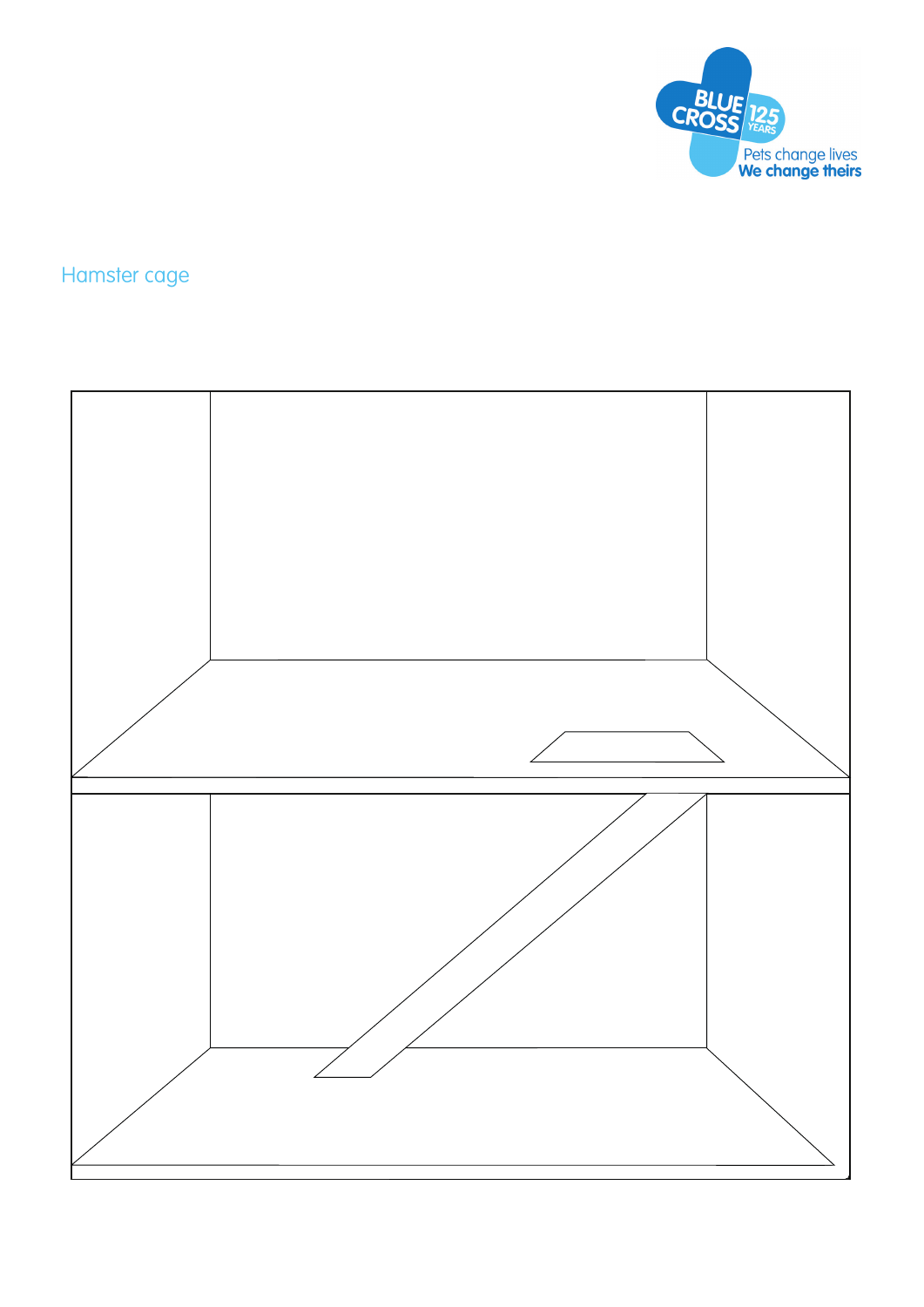Hamster cage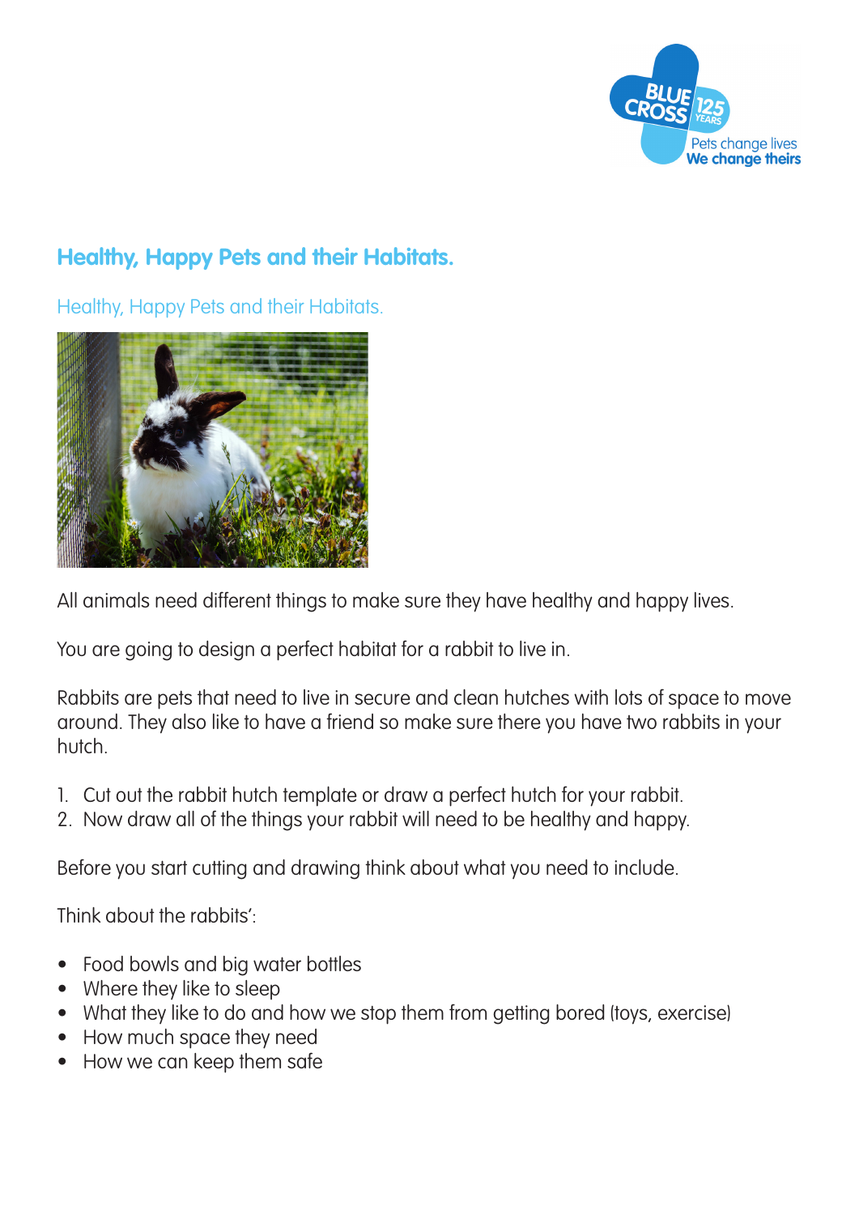## Healthy, Happy Pets and their Habitats.

Healthy, Happy Pets and their Habitats.

All animals need different things to make sure they have healthy and happy lives.

You are going to design a perfect habitat for a rabbit to live in.

Rabbits are pets that need to live in secure and clean hutches with lots of space to move around. They also like to have a friend so make sure there you have two rabbits in your hutch.

1. Cut out the rabbit hutch template or draw a perfect hutch for your rabbit.
2. Now draw all of the things your rabbit will need to be healthy and happy.

Before you start cutting and drawing think about what you need to include.

Think about the rabbits':

- Food bowls and big water bottles
- Where they like to sleep
- What they like to do and how we stop them from getting bored (toys, exercise)
- How much space they need
- How we can keep them safe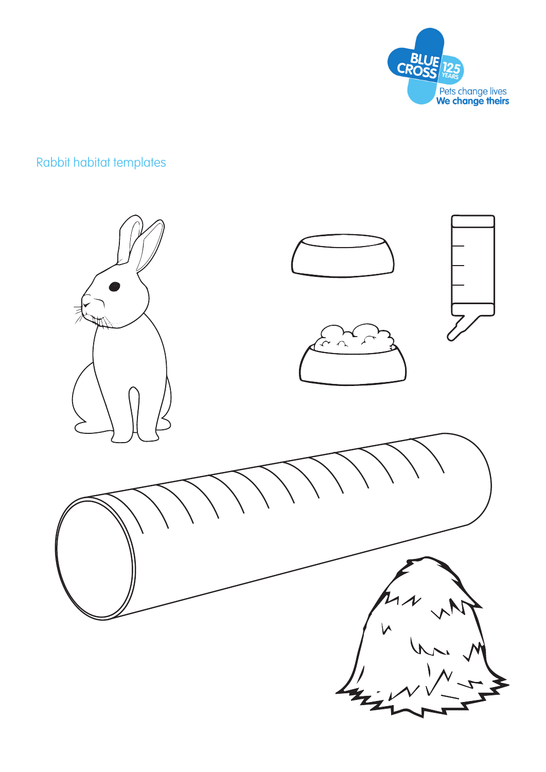Rabbit habitat templates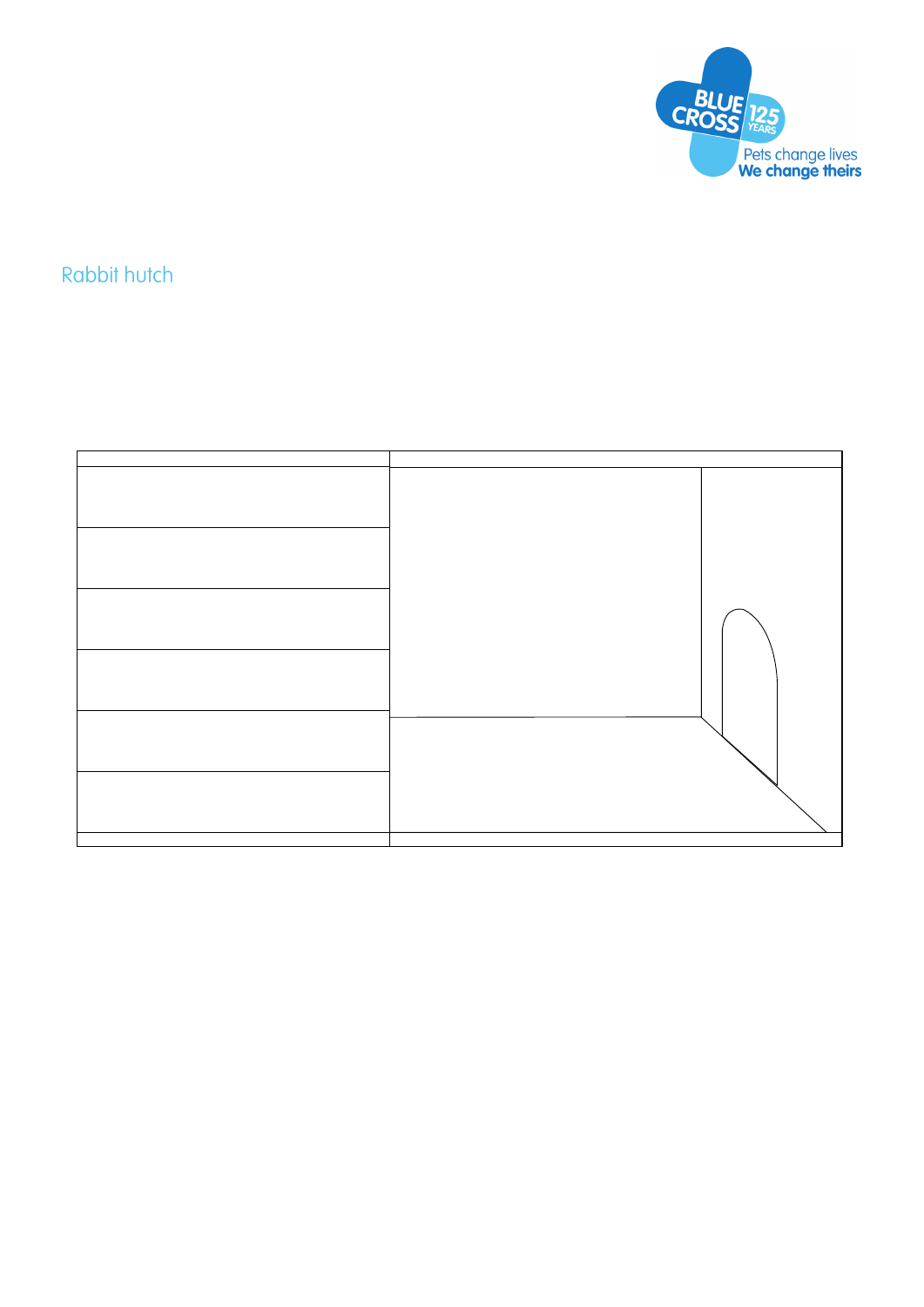Rabbit hutch

| | |
|---|---|
| | |
| | |
| | |
| | |
| | |
| | |
| | |